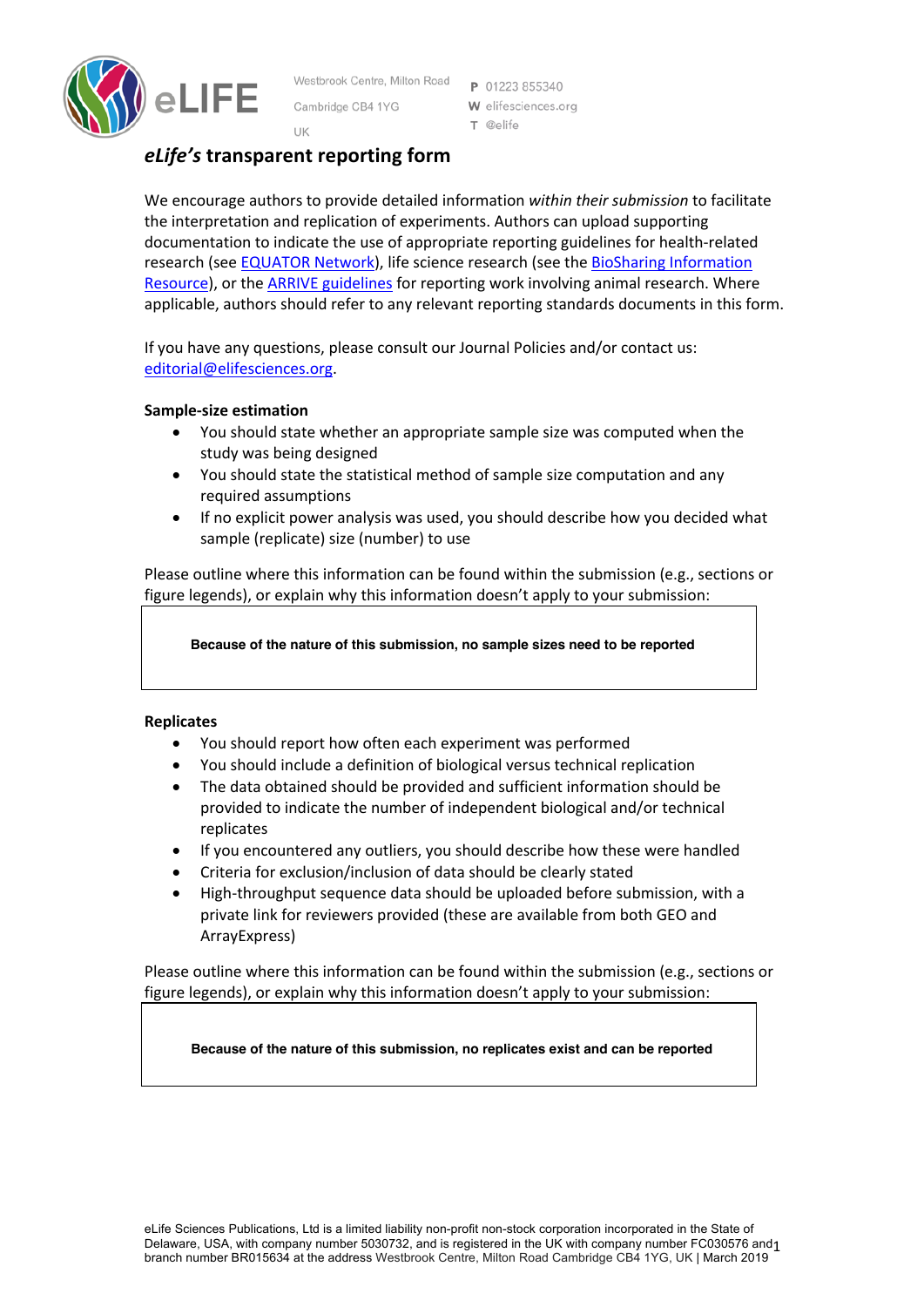Westbrook Centre, Milton Road
Cambridge CB4 1YG
UK

**P** 01223 855340
**W** elifesciences.org
**T** @elife

# *eLife's* transparent reporting form

We encourage authors to provide detailed information *within their submission* to facilitate the interpretation and replication of experiments. Authors can upload supporting documentation to indicate the use of appropriate reporting guidelines for health-related research (see EQUATOR Network), life science research (see the BioSharing Information Resource), or the ARRIVE guidelines for reporting work involving animal research. Where applicable, authors should refer to any relevant reporting standards documents in this form.

If you have any questions, please consult our Journal Policies and/or contact us: editorial@elifesciences.org.

**Sample-size estimation**

- You should state whether an appropriate sample size was computed when the study was being designed
- You should state the statistical method of sample size computation and any required assumptions
- If no explicit power analysis was used, you should describe how you decided what sample (replicate) size (number) to use

Please outline where this information can be found within the submission (e.g., sections or figure legends), or explain why this information doesn't apply to your submission:

**Because of the nature of this submission, no sample sizes need to be reported**

**Replicates**

- You should report how often each experiment was performed
- You should include a definition of biological versus technical replication
- The data obtained should be provided and sufficient information should be provided to indicate the number of independent biological and/or technical replicates
- If you encountered any outliers, you should describe how these were handled
- Criteria for exclusion/inclusion of data should be clearly stated
- High-throughput sequence data should be uploaded before submission, with a private link for reviewers provided (these are available from both GEO and ArrayExpress)

Please outline where this information can be found within the submission (e.g., sections or figure legends), or explain why this information doesn't apply to your submission:

**Because of the nature of this submission, no replicates exist and can be reported**

eLife Sciences Publications, Ltd is a limited liability non-profit non-stock corporation incorporated in the State of Delaware, USA, with company number 5030732, and is registered in the UK with company number FC030576 and branch number BR015634 at the address Westbrook Centre, Milton Road Cambridge CB4 1YG, UK | March 2019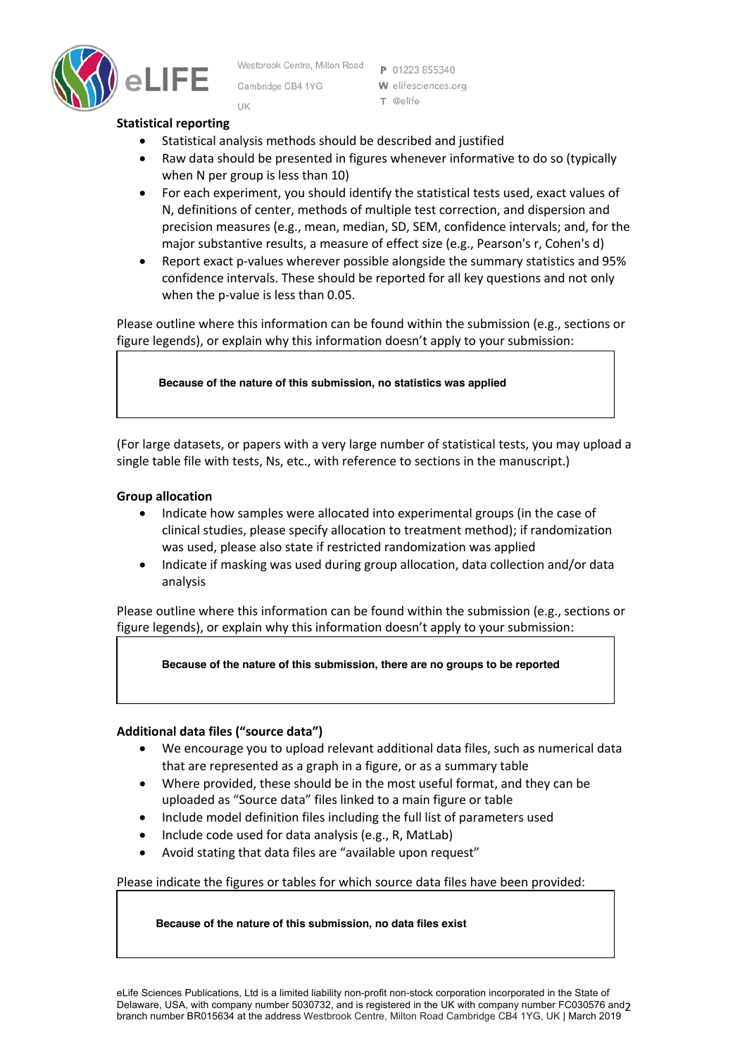**Statistical reporting**

- Statistical analysis methods should be described and justified
- Raw data should be presented in figures whenever informative to do so (typically when N per group is less than 10)
- For each experiment, you should identify the statistical tests used, exact values of N, definitions of center, methods of multiple test correction, and dispersion and precision measures (e.g., mean, median, SD, SEM, confidence intervals; and, for the major substantive results, a measure of effect size (e.g., Pearson's r, Cohen's d)
- Report exact p-values wherever possible alongside the summary statistics and 95% confidence intervals. These should be reported for all key questions and not only when the p-value is less than 0.05.

Please outline where this information can be found within the submission (e.g., sections or figure legends), or explain why this information doesn't apply to your submission:

> **Because of the nature of this submission, no statistics was applied**

(For large datasets, or papers with a very large number of statistical tests, you may upload a single table file with tests, Ns, etc., with reference to sections in the manuscript.)

**Group allocation**

- Indicate how samples were allocated into experimental groups (in the case of clinical studies, please specify allocation to treatment method); if randomization was used, please also state if restricted randomization was applied
- Indicate if masking was used during group allocation, data collection and/or data analysis

Please outline where this information can be found within the submission (e.g., sections or figure legends), or explain why this information doesn't apply to your submission:

> **Because of the nature of this submission, there are no groups to be reported**

**Additional data files ("source data")**

- We encourage you to upload relevant additional data files, such as numerical data that are represented as a graph in a figure, or as a summary table
- Where provided, these should be in the most useful format, and they can be uploaded as "Source data" files linked to a main figure or table
- Include model definition files including the full list of parameters used
- Include code used for data analysis (e.g., R, MatLab)
- Avoid stating that data files are "available upon request"

Please indicate the figures or tables for which source data files have been provided:

> **Because of the nature of this submission, no data files exist**